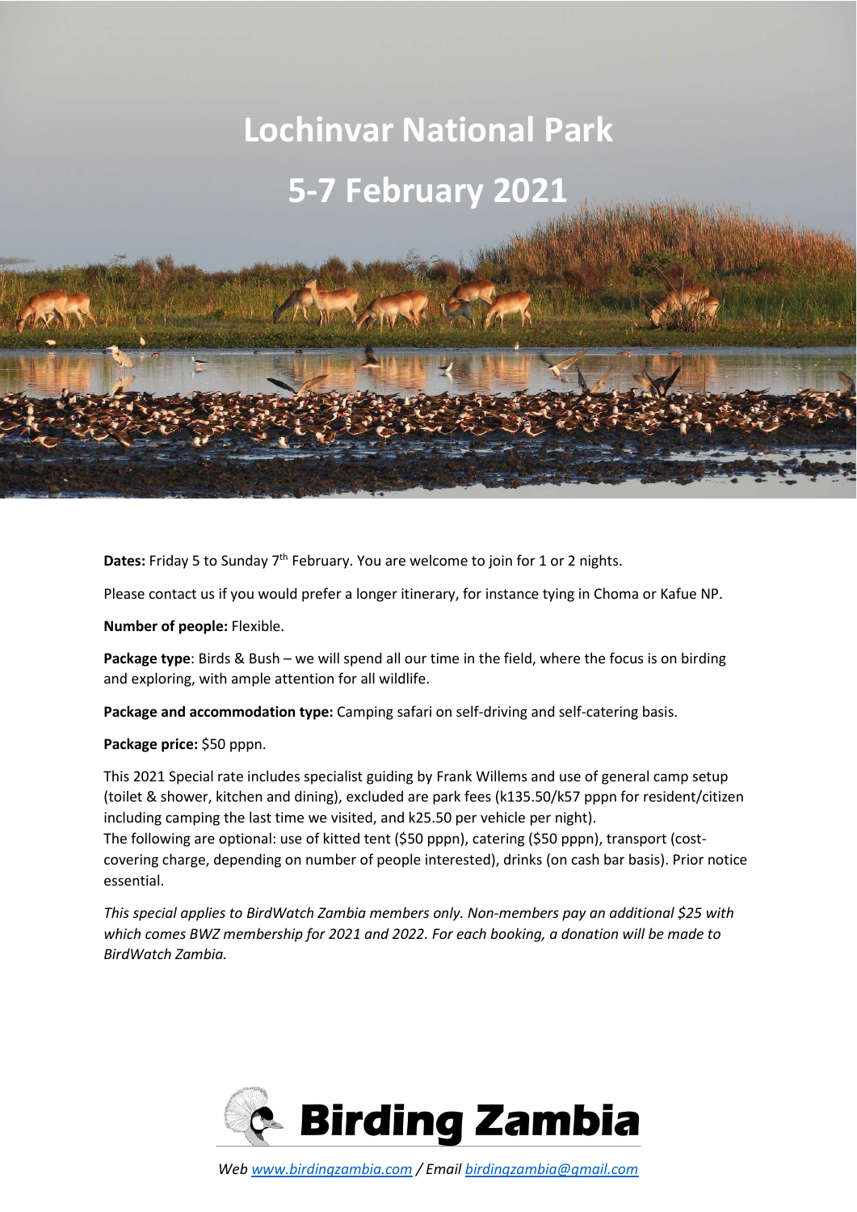# Lochinvar National Park

# 5-7 February 2021

**Dates:** Friday 5 to Sunday 7th February. You are welcome to join for 1 or 2 nights.

Please contact us if you would prefer a longer itinerary, for instance tying in Choma or Kafue NP.

**Number of people:** Flexible.

**Package type**: Birds & Bush – we will spend all our time in the field, where the focus is on birding and exploring, with ample attention for all wildlife.

**Package and accommodation type:** Camping safari on self-driving and self-catering basis.

**Package price:** $50 pppn.

This 2021 Special rate includes specialist guiding by Frank Willems and use of general camp setup (toilet & shower, kitchen and dining), excluded are park fees (k135.50/k57 pppn for resident/citizen including camping the last time we visited, and k25.50 per vehicle per night).
The following are optional: use of kitted tent ($50 pppn), catering ($50 pppn), transport (cost-covering charge, depending on number of people interested), drinks (on cash bar basis). Prior notice essential.

*This special applies to BirdWatch Zambia members only. Non-members pay an additional $25 with which comes BWZ membership for 2021 and 2022. For each booking, a donation will be made to BirdWatch Zambia.*

**Birding Zambia**

*Web www.birdingzambia.com / Email birdingzambia@gmail.com*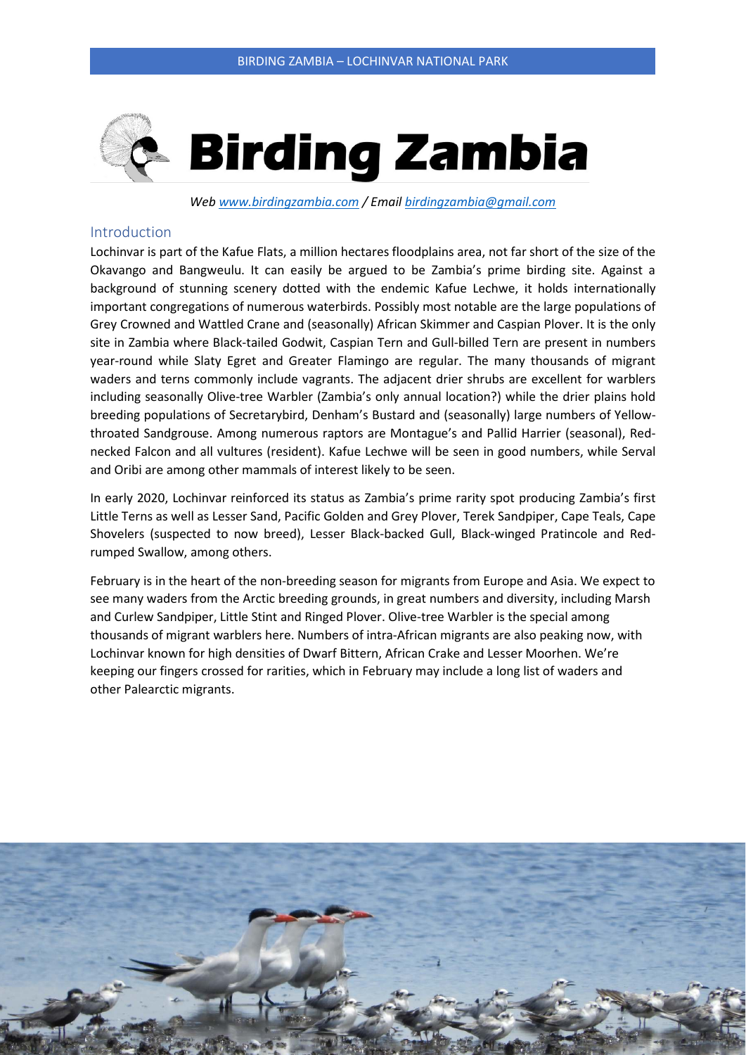# Birding Zambia

*Web [www.birdingzambia.com](http://www.birdingzambia.com) / Email [birdingzambia@gmail.com](mailto:birdingzambia@gmail.com)*

## Introduction

Lochinvar is part of the Kafue Flats, a million hectares floodplains area, not far short of the size of the Okavango and Bangweulu. It can easily be argued to be Zambia's prime birding site. Against a background of stunning scenery dotted with the endemic Kafue Lechwe, it holds internationally important congregations of numerous waterbirds. Possibly most notable are the large populations of Grey Crowned and Wattled Crane and (seasonally) African Skimmer and Caspian Plover. It is the only site in Zambia where Black-tailed Godwit, Caspian Tern and Gull-billed Tern are present in numbers year-round while Slaty Egret and Greater Flamingo are regular. The many thousands of migrant waders and terns commonly include vagrants. The adjacent drier shrubs are excellent for warblers including seasonally Olive-tree Warbler (Zambia's only annual location?) while the drier plains hold breeding populations of Secretarybird, Denham's Bustard and (seasonally) large numbers of Yellow-throated Sandgrouse. Among numerous raptors are Montague's and Pallid Harrier (seasonal), Red-necked Falcon and all vultures (resident). Kafue Lechwe will be seen in good numbers, while Serval and Oribi are among other mammals of interest likely to be seen.

In early 2020, Lochinvar reinforced its status as Zambia's prime rarity spot producing Zambia's first Little Terns as well as Lesser Sand, Pacific Golden and Grey Plover, Terek Sandpiper, Cape Teals, Cape Shovelers (suspected to now breed), Lesser Black-backed Gull, Black-winged Pratincole and Red-rumped Swallow, among others.

February is in the heart of the non-breeding season for migrants from Europe and Asia. We expect to see many waders from the Arctic breeding grounds, in great numbers and diversity, including Marsh and Curlew Sandpiper, Little Stint and Ringed Plover. Olive-tree Warbler is the special among thousands of migrant warblers here. Numbers of intra-African migrants are also peaking now, with Lochinvar known for high densities of Dwarf Bittern, African Crake and Lesser Moorhen. We're keeping our fingers crossed for rarities, which in February may include a long list of waders and other Palearctic migrants.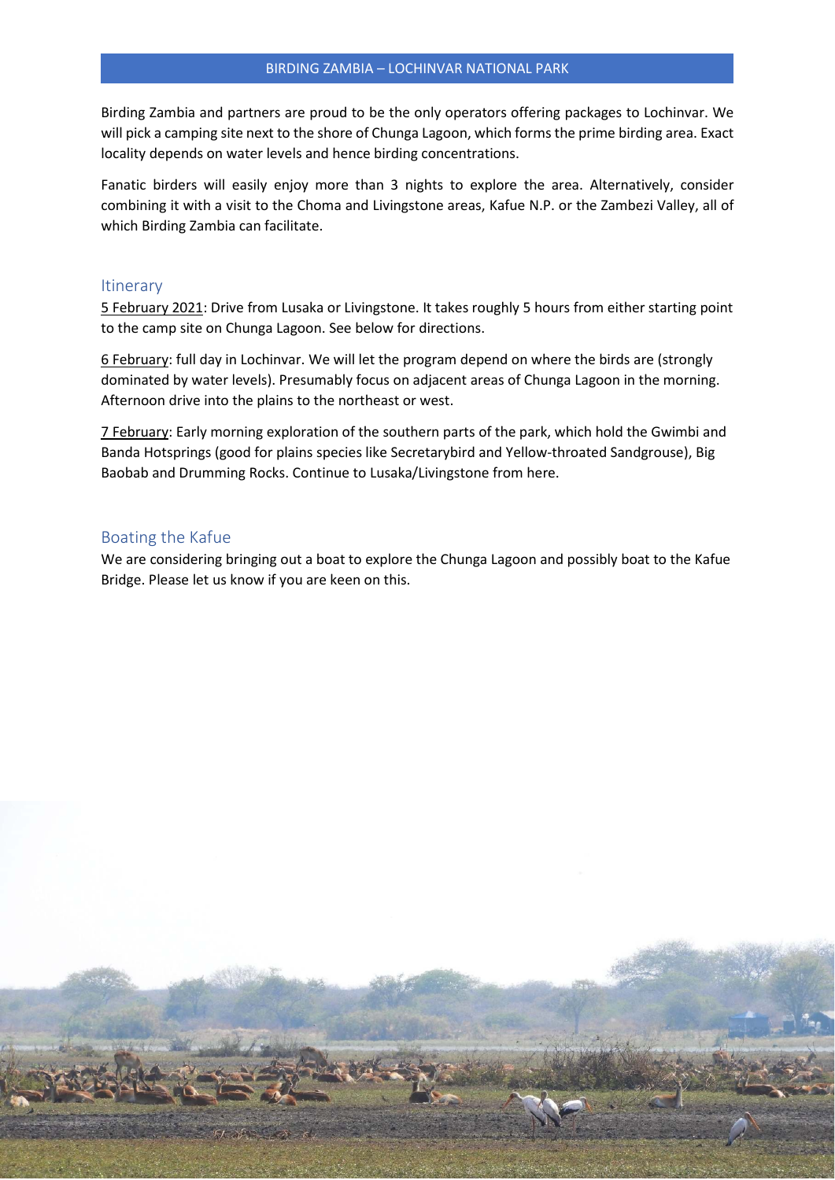BIRDING ZAMBIA – LOCHINVAR NATIONAL PARK

Birding Zambia and partners are proud to be the only operators offering packages to Lochinvar. We will pick a camping site next to the shore of Chunga Lagoon, which forms the prime birding area. Exact locality depends on water levels and hence birding concentrations.

Fanatic birders will easily enjoy more than 3 nights to explore the area. Alternatively, consider combining it with a visit to the Choma and Livingstone areas, Kafue N.P. or the Zambezi Valley, all of which Birding Zambia can facilitate.

## Itinerary

5 February 2021: Drive from Lusaka or Livingstone. It takes roughly 5 hours from either starting point to the camp site on Chunga Lagoon. See below for directions.

6 February: full day in Lochinvar. We will let the program depend on where the birds are (strongly dominated by water levels). Presumably focus on adjacent areas of Chunga Lagoon in the morning. Afternoon drive into the plains to the northeast or west.

7 February: Early morning exploration of the southern parts of the park, which hold the Gwimbi and Banda Hotsprings (good for plains species like Secretarybird and Yellow-throated Sandgrouse), Big Baobab and Drumming Rocks. Continue to Lusaka/Livingstone from here.

## Boating the Kafue

We are considering bringing out a boat to explore the Chunga Lagoon and possibly boat to the Kafue Bridge. Please let us know if you are keen on this.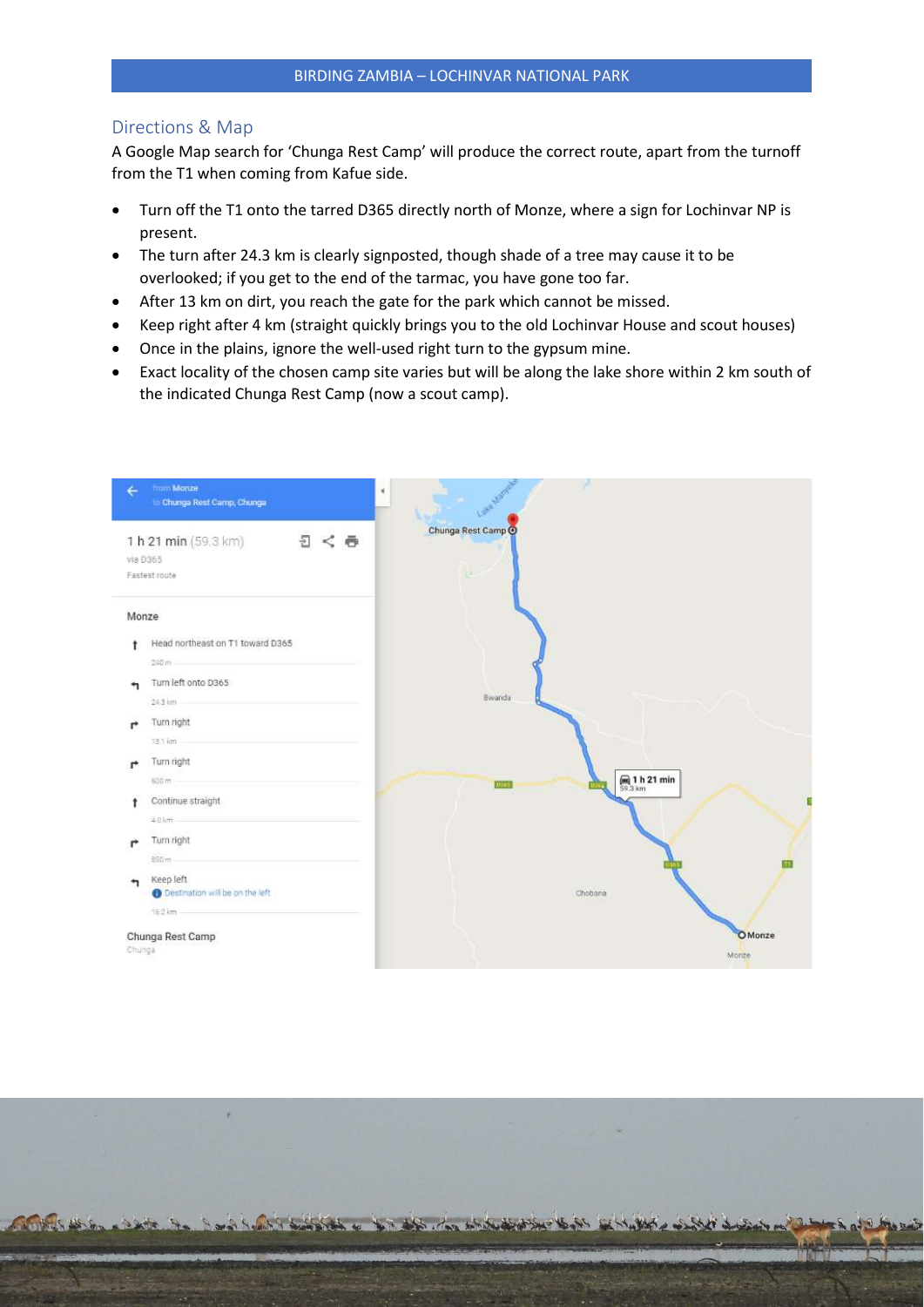## Directions & Map

A Google Map search for 'Chunga Rest Camp' will produce the correct route, apart from the turnoff from the T1 when coming from Kafue side.

- Turn off the T1 onto the tarred D365 directly north of Monze, where a sign for Lochinvar NP is present.
- The turn after 24.3 km is clearly signposted, though shade of a tree may cause it to be overlooked; if you get to the end of the tarmac, you have gone too far.
- After 13 km on dirt, you reach the gate for the park which cannot be missed.
- Keep right after 4 km (straight quickly brings you to the old Lochinvar House and scout houses)
- Once in the plains, ignore the well-used right turn to the gypsum mine.
- Exact locality of the chosen camp site varies but will be along the lake shore within 2 km south of the indicated Chunga Rest Camp (now a scout camp).

from Monze
to Chunga Rest Camp, Chunga

1 h 21 min (59.3 km)
via D365
Fastest route

Monze

Head northeast on T1 toward D365
240 m

Turn left onto D365
24.3 km

Turn right
13.1 km

Turn right
600 m

Continue straight
4.0 km

Turn right
850 m

Keep left
Destination will be on the left
16.2 km

Chunga Rest Camp
Chunga

Lake Mweyeke
Chunga Rest Camp
Bwanda
D365
1 h 21 min
59.3 km
T1
Chobana
Monze
Monze